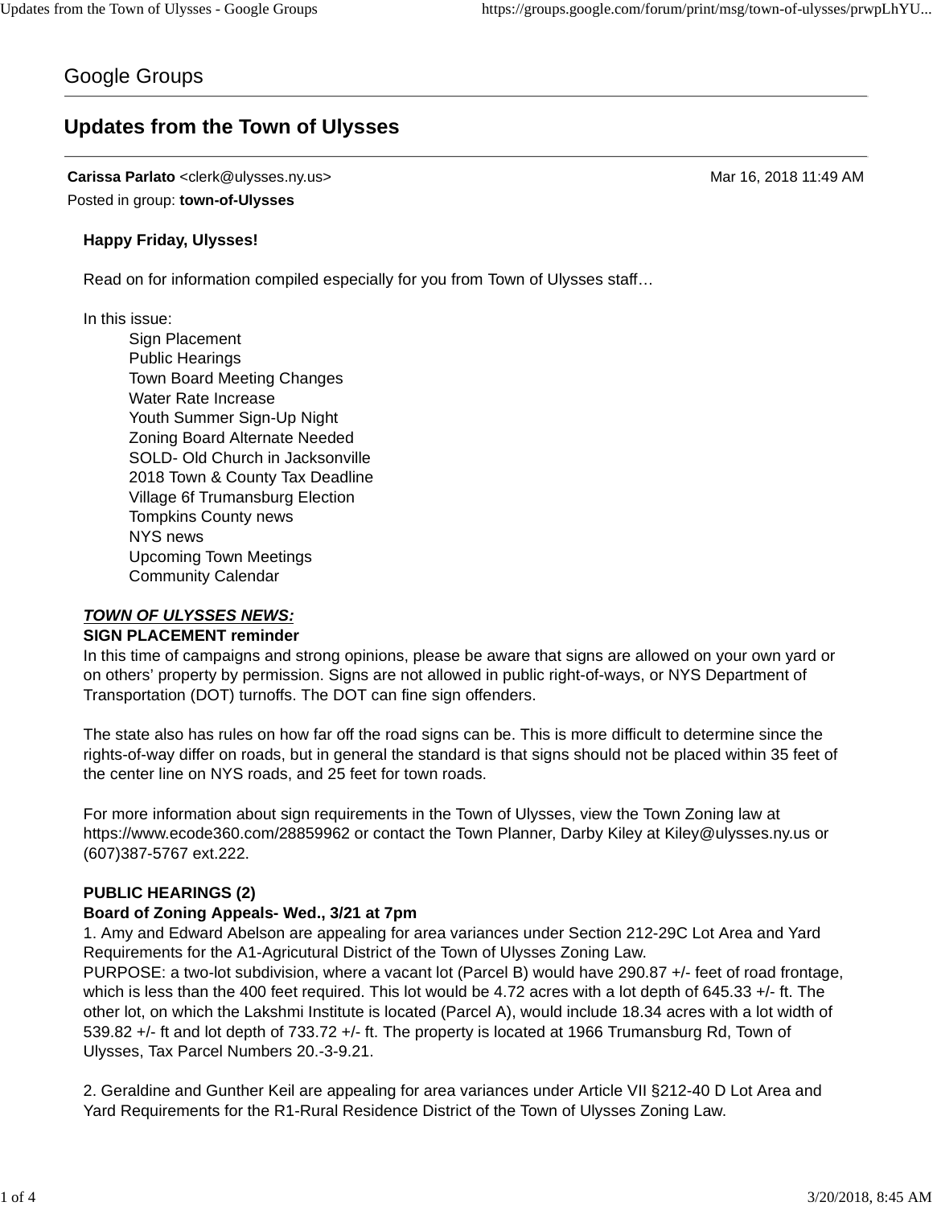Google Groups

# Updates from the Town of Ulysses

**Carissa Parlato** <clerk@ulysses.ny.us> Mar 16, 2018 11:49 AM

Posted in group: **town-of-Ulysses**

**Happy Friday, Ulysses!**

Read on for information compiled especially for you from Town of Ulysses staff…

In this issue:

- Sign Placement
- Public Hearings
- Town Board Meeting Changes
- Water Rate Increase
- Youth Summer Sign-Up Night
- Zoning Board Alternate Needed
- SOLD- Old Church in Jacksonville
- 2018 Town & County Tax Deadline
- Village 6f Trumansburg Election
- Tompkins County news
- NYS news
- Upcoming Town Meetings
- Community Calendar

***TOWN OF ULYSSES NEWS:***

**SIGN PLACEMENT reminder**

In this time of campaigns and strong opinions, please be aware that signs are allowed on your own yard or on others' property by permission. Signs are not allowed in public right-of-ways, or NYS Department of Transportation (DOT) turnoffs. The DOT can fine sign offenders.

The state also has rules on how far off the road signs can be. This is more difficult to determine since the rights-of-way differ on roads, but in general the standard is that signs should not be placed within 35 feet of the center line on NYS roads, and 25 feet for town roads.

For more information about sign requirements in the Town of Ulysses, view the Town Zoning law at https://www.ecode360.com/28859962 or contact the Town Planner, Darby Kiley at Kiley@ulysses.ny.us or (607)387-5767 ext.222.

**PUBLIC HEARINGS (2)**

**Board of Zoning Appeals- Wed., 3/21 at 7pm**

1. Amy and Edward Abelson are appealing for area variances under Section 212-29C Lot Area and Yard Requirements for the A1-Agricutural District of the Town of Ulysses Zoning Law.
PURPOSE: a two-lot subdivision, where a vacant lot (Parcel B) would have 290.87 +/- feet of road frontage, which is less than the 400 feet required. This lot would be 4.72 acres with a lot depth of 645.33 +/- ft. The other lot, on which the Lakshmi Institute is located (Parcel A), would include 18.34 acres with a lot width of 539.82 +/- ft and lot depth of 733.72 +/- ft. The property is located at 1966 Trumansburg Rd, Town of Ulysses, Tax Parcel Numbers 20.-3-9.21.

2. Geraldine and Gunther Keil are appealing for area variances under Article VII §212-40 D Lot Area and Yard Requirements for the R1-Rural Residence District of the Town of Ulysses Zoning Law.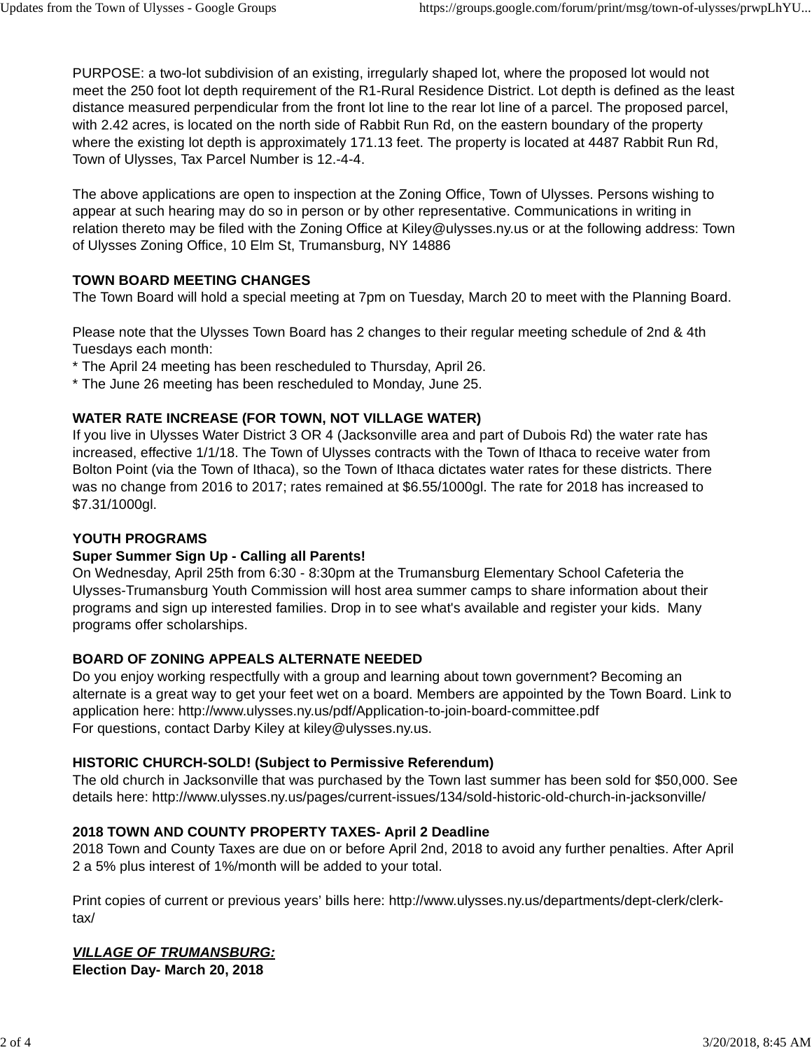PURPOSE: a two-lot subdivision of an existing, irregularly shaped lot, where the proposed lot would not meet the 250 foot lot depth requirement of the R1-Rural Residence District. Lot depth is defined as the least distance measured perpendicular from the front lot line to the rear lot line of a parcel. The proposed parcel, with 2.42 acres, is located on the north side of Rabbit Run Rd, on the eastern boundary of the property where the existing lot depth is approximately 171.13 feet. The property is located at 4487 Rabbit Run Rd, Town of Ulysses, Tax Parcel Number is 12.-4-4.

The above applications are open to inspection at the Zoning Office, Town of Ulysses. Persons wishing to appear at such hearing may do so in person or by other representative. Communications in writing in relation thereto may be filed with the Zoning Office at Kiley@ulysses.ny.us or at the following address: Town of Ulysses Zoning Office, 10 Elm St, Trumansburg, NY 14886

**TOWN BOARD MEETING CHANGES**

The Town Board will hold a special meeting at 7pm on Tuesday, March 20 to meet with the Planning Board.

Please note that the Ulysses Town Board has 2 changes to their regular meeting schedule of 2nd & 4th Tuesdays each month:

* The April 24 meeting has been rescheduled to Thursday, April 26.
* The June 26 meeting has been rescheduled to Monday, June 25.

**WATER RATE INCREASE (FOR TOWN, NOT VILLAGE WATER)**

If you live in Ulysses Water District 3 OR 4 (Jacksonville area and part of Dubois Rd) the water rate has increased, effective 1/1/18. The Town of Ulysses contracts with the Town of Ithaca to receive water from Bolton Point (via the Town of Ithaca), so the Town of Ithaca dictates water rates for these districts. There was no change from 2016 to 2017; rates remained at $6.55/1000gl. The rate for 2018 has increased to $7.31/1000gl.

**YOUTH PROGRAMS**

**Super Summer Sign Up - Calling all Parents!**

On Wednesday, April 25th from 6:30 - 8:30pm at the Trumansburg Elementary School Cafeteria the Ulysses-Trumansburg Youth Commission will host area summer camps to share information about their programs and sign up interested families. Drop in to see what's available and register your kids. Many programs offer scholarships.

**BOARD OF ZONING APPEALS ALTERNATE NEEDED**

Do you enjoy working respectfully with a group and learning about town government? Becoming an alternate is a great way to get your feet wet on a board. Members are appointed by the Town Board. Link to application here: http://www.ulysses.ny.us/pdf/Application-to-join-board-committee.pdf
For questions, contact Darby Kiley at kiley@ulysses.ny.us.

**HISTORIC CHURCH-SOLD! (Subject to Permissive Referendum)**

The old church in Jacksonville that was purchased by the Town last summer has been sold for $50,000. See details here: http://www.ulysses.ny.us/pages/current-issues/134/sold-historic-old-church-in-jacksonville/

**2018 TOWN AND COUNTY PROPERTY TAXES- April 2 Deadline**

2018 Town and County Taxes are due on or before April 2nd, 2018 to avoid any further penalties. After April 2 a 5% plus interest of 1%/month will be added to your total.

Print copies of current or previous years' bills here: http://www.ulysses.ny.us/departments/dept-clerk/clerk-tax/

***VILLAGE OF TRUMANSBURG:***

**Election Day- March 20, 2018**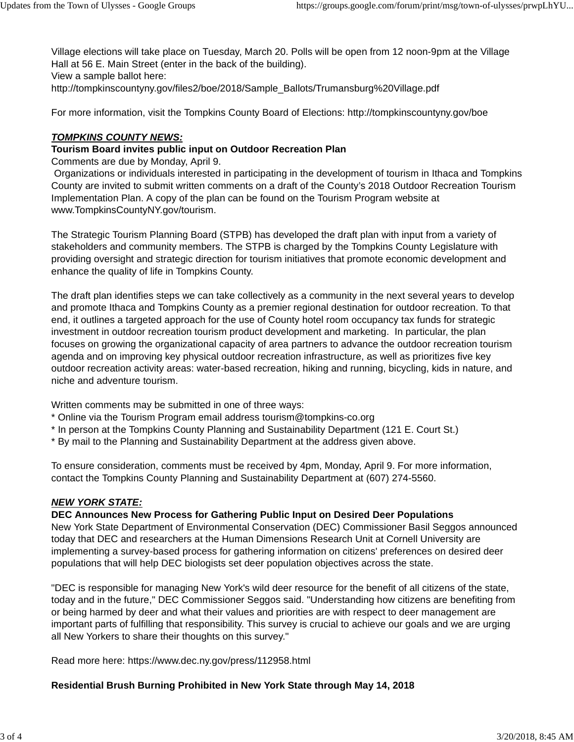Village elections will take place on Tuesday, March 20. Polls will be open from 12 noon-9pm at the Village Hall at 56 E. Main Street (enter in the back of the building).
View a sample ballot here:
http://tompkinscountyny.gov/files2/boe/2018/Sample_Ballots/Trumansburg%20Village.pdf

For more information, visit the Tompkins County Board of Elections: http://tompkinscountyny.gov/boe

***<u>TOMPKINS COUNTY NEWS:</u>***

**Tourism Board invites public input on Outdoor Recreation Plan**

Comments are due by Monday, April 9.

Organizations or individuals interested in participating in the development of tourism in Ithaca and Tompkins County are invited to submit written comments on a draft of the County's 2018 Outdoor Recreation Tourism Implementation Plan. A copy of the plan can be found on the Tourism Program website at www.TompkinsCountyNY.gov/tourism.

The Strategic Tourism Planning Board (STPB) has developed the draft plan with input from a variety of stakeholders and community members. The STPB is charged by the Tompkins County Legislature with providing oversight and strategic direction for tourism initiatives that promote economic development and enhance the quality of life in Tompkins County.

The draft plan identifies steps we can take collectively as a community in the next several years to develop and promote Ithaca and Tompkins County as a premier regional destination for outdoor recreation. To that end, it outlines a targeted approach for the use of County hotel room occupancy tax funds for strategic investment in outdoor recreation tourism product development and marketing. In particular, the plan focuses on growing the organizational capacity of area partners to advance the outdoor recreation tourism agenda and on improving key physical outdoor recreation infrastructure, as well as prioritizes five key outdoor recreation activity areas: water-based recreation, hiking and running, bicycling, kids in nature, and niche and adventure tourism.

Written comments may be submitted in one of three ways:

* Online via the Tourism Program email address tourism@tompkins-co.org
* In person at the Tompkins County Planning and Sustainability Department (121 E. Court St.)
* By mail to the Planning and Sustainability Department at the address given above.

To ensure consideration, comments must be received by 4pm, Monday, April 9. For more information, contact the Tompkins County Planning and Sustainability Department at (607) 274-5560.

***<u>NEW YORK STATE:</u>***

**DEC Announces New Process for Gathering Public Input on Desired Deer Populations**

New York State Department of Environmental Conservation (DEC) Commissioner Basil Seggos announced today that DEC and researchers at the Human Dimensions Research Unit at Cornell University are implementing a survey-based process for gathering information on citizens' preferences on desired deer populations that will help DEC biologists set deer population objectives across the state.

"DEC is responsible for managing New York's wild deer resource for the benefit of all citizens of the state, today and in the future," DEC Commissioner Seggos said. "Understanding how citizens are benefiting from or being harmed by deer and what their values and priorities are with respect to deer management are important parts of fulfilling that responsibility. This survey is crucial to achieve our goals and we are urging all New Yorkers to share their thoughts on this survey."

Read more here: https://www.dec.ny.gov/press/112958.html

**Residential Brush Burning Prohibited in New York State through May 14, 2018**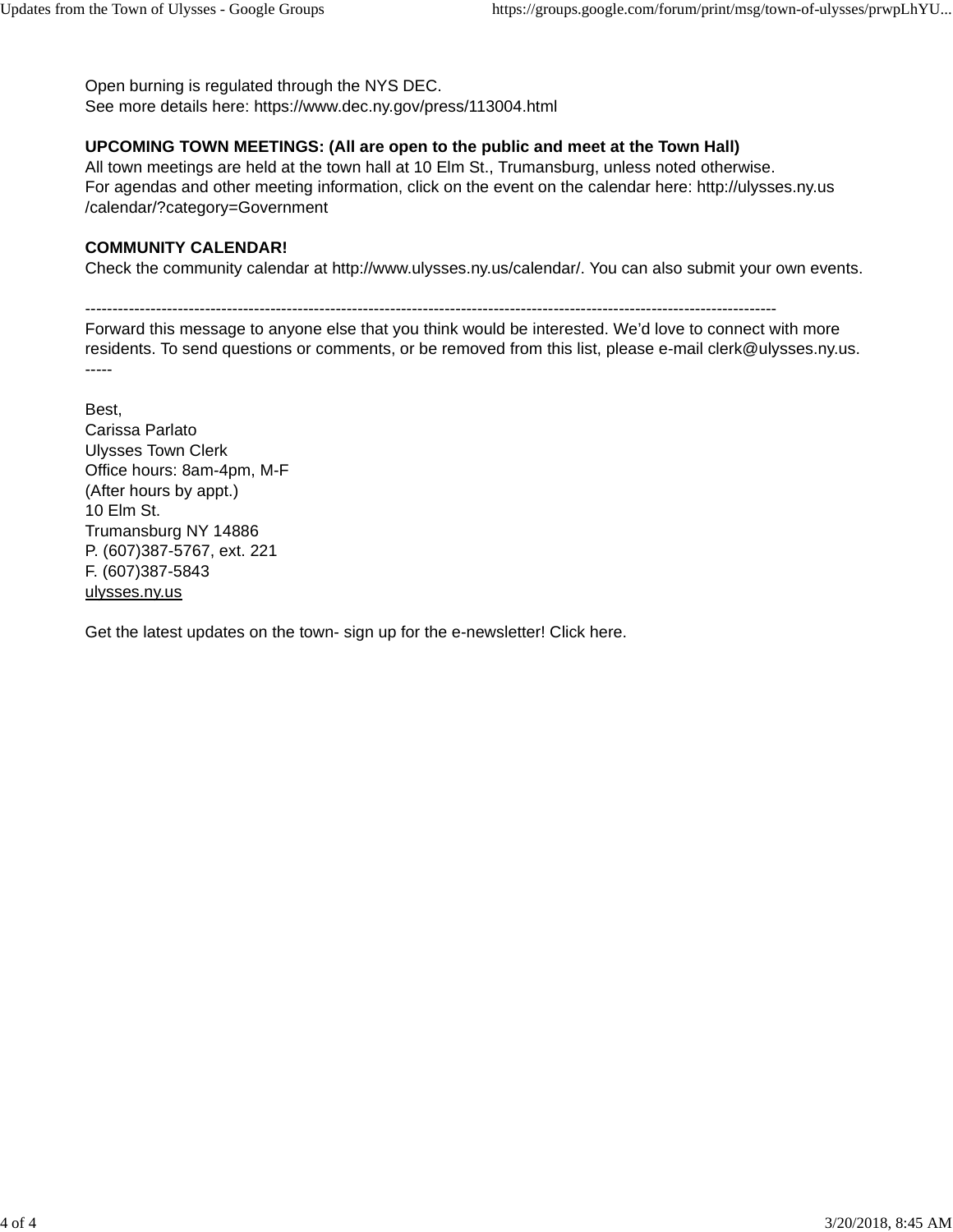Open burning is regulated through the NYS DEC.
See more details here: https://www.dec.ny.gov/press/113004.html

**UPCOMING TOWN MEETINGS: (All are open to the public and meet at the Town Hall)**
All town meetings are held at the town hall at 10 Elm St., Trumansburg, unless noted otherwise.
For agendas and other meeting information, click on the event on the calendar here: http://ulysses.ny.us/calendar/?category=Government

**COMMUNITY CALENDAR!**
Check the community calendar at http://www.ulysses.ny.us/calendar/. You can also submit your own events.

-----------------------------------------------------------------------------------------------------------------------------
Forward this message to anyone else that you think would be interested. We'd love to connect with more residents. To send questions or comments, or be removed from this list, please e-mail clerk@ulysses.ny.us.
-----

Best,
Carissa Parlato
Ulysses Town Clerk
Office hours: 8am-4pm, M-F
(After hours by appt.)
10 Elm St.
Trumansburg NY 14886
P. (607)387-5767, ext. 221
F. (607)387-5843
ulysses.ny.us

Get the latest updates on the town- sign up for the e-newsletter! Click here.